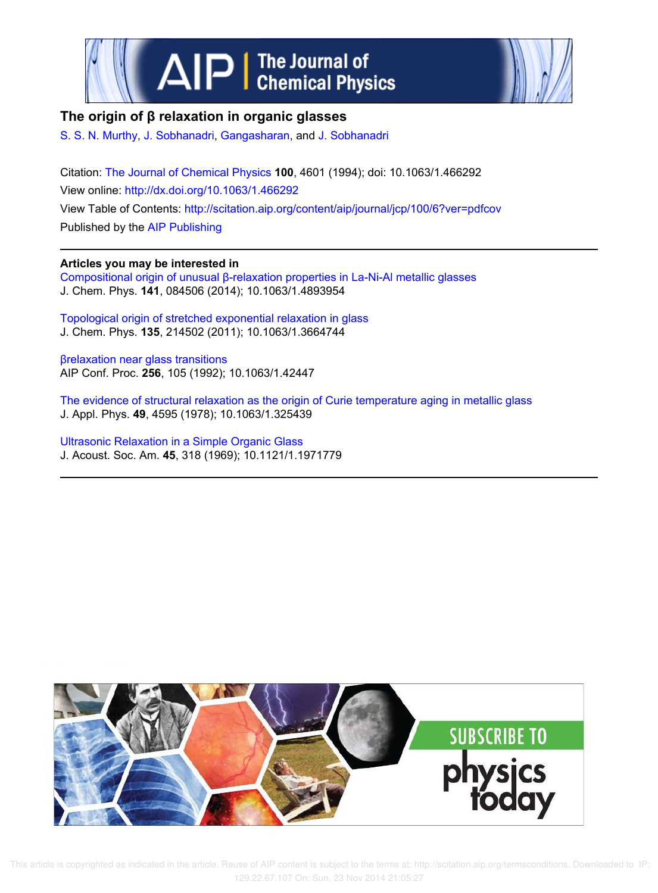# The origin of β relaxation in organic glasses

S. S. N. Murthy, J. Sobhanadri, Gangasharan, and J. Sobhanadri

Citation: The Journal of Chemical Physics **100**, 4601 (1994); doi: 10.1063/1.466292

View online: http://dx.doi.org/10.1063/1.466292

View Table of Contents: http://scitation.aip.org/content/aip/journal/jcp/100/6?ver=pdfcov

Published by the AIP Publishing

---

**Articles you may be interested in**

Compositional origin of unusual β-relaxation properties in La-Ni-Al metallic glasses
J. Chem. Phys. **141**, 084506 (2014); 10.1063/1.4893954

Topological origin of stretched exponential relaxation in glass
J. Chem. Phys. **135**, 214502 (2011); 10.1063/1.3664744

βrelaxation near glass transitions
AIP Conf. Proc. **256**, 105 (1992); 10.1063/1.42447

The evidence of structural relaxation as the origin of Curie temperature aging in metallic glass
J. Appl. Phys. **49**, 4595 (1978); 10.1063/1.325439

Ultrasonic Relaxation in a Simple Organic Glass
J. Acoust. Soc. Am. **45**, 318 (1969); 10.1121/1.1971779

---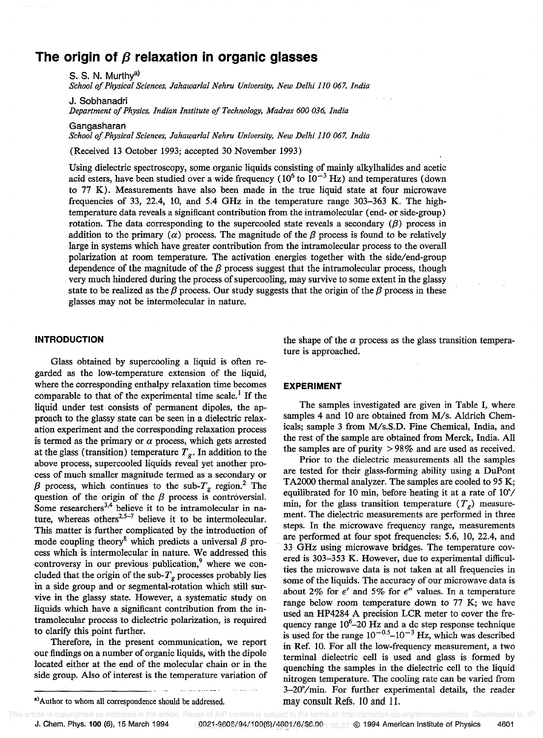# The origin of $\beta$ relaxation in organic glasses

S. S. N. Murthy[a)]
*School of Physical Sciences, Jahawarlal Nehru University, New Delhi 110 067, India*

J. Sobhanadri
*Department of Physics, Indian Institute of Technology, Madras 600 036, India*

Gangasharan
*School of Physical Sciences, Jahawarlal Nehru University, New Delhi 110 067, India*

(Received 13 October 1993; accepted 30 November 1993)

Using dielectric spectroscopy, some organic liquids consisting of mainly alkylhalides and acetic acid esters, have been studied over a wide frequency ($10^6$ to $10^{-3}$ Hz) and temperatures (down to 77 K). Measurements have also been made in the true liquid state at four microwave frequencies of 33, 22.4, 10, and 5.4 GHz in the temperature range 303–363 K. The high-temperature data reveals a significant contribution from the intramolecular (end- or side-group) rotation. The data corresponding to the supercooled state reveals a secondary ($\beta$) process in addition to the primary ($\alpha$) process. The magnitude of the $\beta$ process is found to be relatively large in systems which have greater contribution from the intramolecular process to the overall polarization at room temperature. The activation energies together with the side/end-group dependence of the magnitude of the $\beta$ process suggest that the intramolecular process, though very much hindered during the process of supercooling, may survive to some extent in the glassy state to be realized as the $\beta$ process. Our study suggests that the origin of the $\beta$ process in these glasses may not be intermolecular in nature.

## INTRODUCTION

Glass obtained by supercooling a liquid is often regarded as the low-temperature extension of the liquid, where the corresponding enthalpy relaxation time becomes comparable to that of the experimental time scale.[1] If the liquid under test consists of permanent dipoles, the approach to the glassy state can be seen in a dielectric relaxation experiment and the corresponding relaxation process is termed as the primary or $\alpha$ process, which gets arrested at the glass (transition) temperature $T_g$. In addition to the above process, supercooled liquids reveal yet another process of much smaller magnitude termed as a secondary or $\beta$ process, which continues to the sub-$T_g$ region.[2] The question of the origin of the $\beta$ process is controversial. Some researchers[3,4] believe it to be intramolecular in nature, whereas others[2,5–7] believe it to be intermolecular. This matter is further complicated by the introduction of mode coupling theory[8] which predicts a universal $\beta$ process which is intermolecular in nature. We addressed this controversy in our previous publication,[9] where we concluded that the origin of the sub-$T_g$ processes probably lies in a side group and or segmental-rotation which still survive in the glassy state. However, a systematic study on liquids which have a significant contribution from the intramolecular process to dielectric polarization, is required to clarify this point further.

Therefore, in the present communication, we report our findings on a number of organic liquids, with the dipole located either at the end of the molecular chain or in the side group. Also of interest is the temperature variation of the shape of the $\alpha$ process as the glass transition temperature is approached.

## EXPERIMENT

The samples investigated are given in Table I, where samples 4 and 10 are obtained from M/s. Aldrich Chemicals; sample 3 from M/s.S.D. Fine Chemical, India, and the rest of the sample are obtained from Merck, India. All the samples are of purity >98% and are used as received.

Prior to the dielectric measurements all the samples are tested for their glass-forming ability using a DuPont TA2000 thermal analyzer. The samples are cooled to 95 K; equilibrated for 10 min, before heating it at a rate of 10°/min, for the glass transition temperature ($T_g$) measurement. The dielectric measurements are performed in three steps. In the microwave frequency range, measurements are performed at four spot frequencies: 5.6, 10, 22.4, and 33 GHz using microwave bridges. The temperature covered is 303–353 K. However, due to experimental difficulties the microwave data is not taken at all frequencies in some of the liquids. The accuracy of our microwave data is about 2% for $\epsilon'$ and 5% for $\epsilon''$ values. In a temperature range below room temperature down to 77 K; we have used an HP4284 A precision LCR meter to cover the frequency range $10^6$–20 Hz and a dc step response technique is used for the range $10^{-0.5}$–$10^{-3}$ Hz, which was described in Ref. 10. For all the low-frequency measurement, a two terminal dielectric cell is used and glass is formed by quenching the samples in the dielectric cell to the liquid nitrogen temperature. The cooling rate can be varied from 3–20°/min. For further experimental details, the reader may consult Refs. 10 and 11.

[a)]Author to whom all correspondence should be addressed.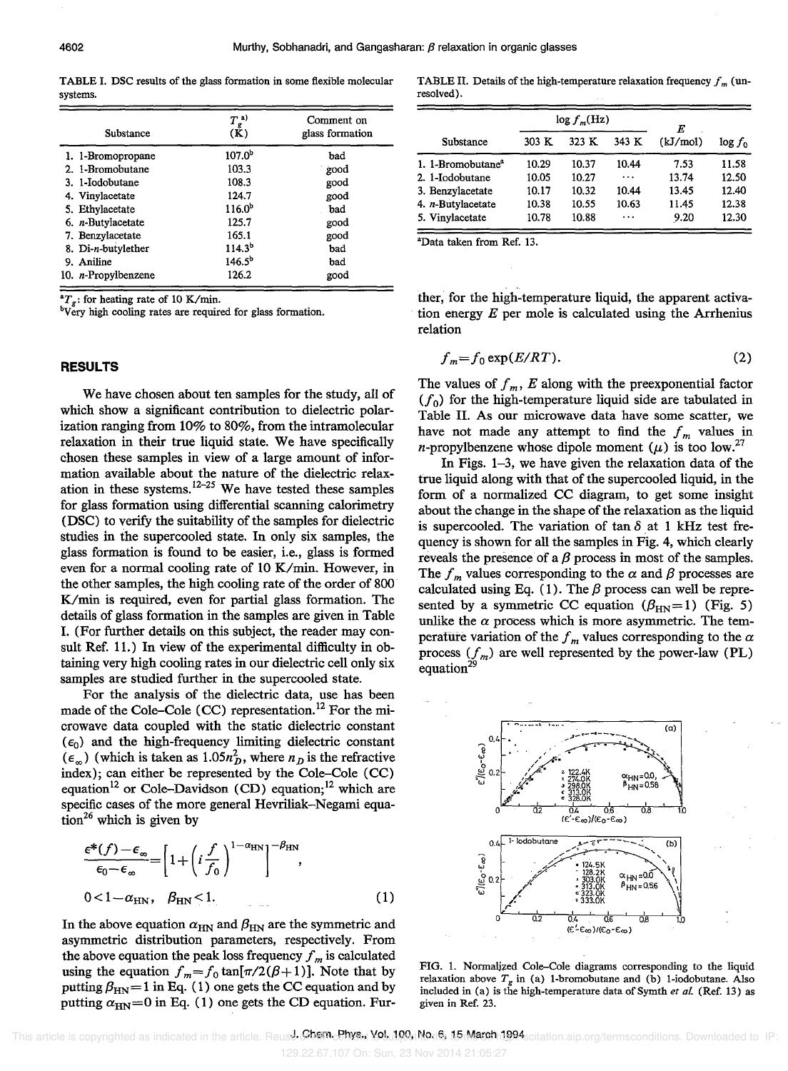TABLE I. DSC results of the glass formation in some flexible molecular systems.

| Substance | $T_g$[a] (K) | Comment on glass formation |
|---|---|---|
| 1. 1-Bromopropane | 107.0[b] | bad |
| 2. 1-Bromobutane | 103.3 | good |
| 3. 1-Iodobutane | 108.3 | good |
| 4. Vinylacetate | 124.7 | good |
| 5. Ethylacetate | 116.0[b] | bad |
| 6. *n*-Butylacetate | 125.7 | good |
| 7. Benzylacetate | 165.1 | good |
| 8. Di-*n*-butylether | 114.3[b] | bad |
| 9. Aniline | 146.5[b] | bad |
| 10. *n*-Propylbenzene | 126.2 | good |

[a]$T_g$: for heating rate of 10 K/min.
[b]Very high cooling rates are required for glass formation.

## RESULTS

We have chosen about ten samples for the study, all of which show a significant contribution to dielectric polarization ranging from 10% to 80%, from the intramolecular relaxation in their true liquid state. We have specifically chosen these samples in view of a large amount of information available about the nature of the dielectric relaxation in these systems.[12–25] We have tested these samples for glass formation using differential scanning calorimetry (DSC) to verify the suitability of the samples for dielectric studies in the supercooled state. In only six samples, the glass formation is found to be easier, i.e., glass is formed even for a normal cooling rate of 10 K/min. However, in the other samples, the high cooling rate of the order of 800 K/min is required, even for partial glass formation. The details of glass formation in the samples are given in Table I. (For further details on this subject, the reader may consult Ref. 11.) In view of the experimental difficulty in obtaining very high cooling rates in our dielectric cell only six samples are studied further in the supercooled state.

For the analysis of the dielectric data, use has been made of the Cole–Cole (CC) representation.[12] For the microwave data coupled with the static dielectric constant ($\epsilon_0$) and the high-frequency limiting dielectric constant ($\epsilon_\infty$) (which is taken as $1.05n_D^2$, where $n_D$ is the refractive index); can either be represented by the Cole–Cole (CC) equation[12] or Cole–Davidson (CD) equation;[12] which are specific cases of the more general Hevriliak–Negami equation[26] which is given by

$$\frac{\epsilon^*(f)-\epsilon_\infty}{\epsilon_0-\epsilon_\infty}=\left[1+\left(i\frac{f}{f_0}\right)^{1-\alpha_{\mathrm{HN}}}\right]^{-\beta_{\mathrm{HN}}},$$

$$0<1-\alpha_{\mathrm{HN}},\quad \beta_{\mathrm{HN}}<1. \tag{1}$$

In the above equation $\alpha_{\mathrm{HN}}$ and $\beta_{\mathrm{HN}}$ are the symmetric and asymmetric distribution parameters, respectively. From the above equation the peak loss frequency $f_m$ is calculated using the equation $f_m=f_0\tan[\pi/2(\beta+1)]$. Note that by putting $\beta_{\mathrm{HN}}=1$ in Eq. (1) one gets the CC equation and by putting $\alpha_{\mathrm{HN}}=0$ in Eq. (1) one gets the CD equation. Further, for the high-temperature liquid, the apparent activation energy $E$ per mole is calculated using the Arrhenius relation

$$f_m=f_0\exp(E/RT). \tag{2}$$

The values of $f_m$, $E$ along with the preexponential factor ($f_0$) for the high-temperature liquid side are tabulated in Table II. As our microwave data have some scatter, we have not made any attempt to find the $f_m$ values in *n*-propylbenzene whose dipole moment ($\mu$) is too low.[27]

TABLE II. Details of the high-temperature relaxation frequency $f_m$ (unresolved).

| Substance | log $f_m$(Hz) 303 K | 323 K | 343 K | $E$ (kJ/mol) | log $f_0$ |
|---|---|---|---|---|---|
| 1. 1-Bromobutane[a] | 10.29 | 10.37 | 10.44 | 7.53 | 11.58 |
| 2. 1-Iodobutane | 10.05 | 10.27 | ⋯ | 13.74 | 12.50 |
| 3. Benzylacetate | 10.17 | 10.32 | 10.44 | 13.45 | 12.40 |
| 4. *n*-Butylacetate | 10.38 | 10.55 | 10.63 | 11.45 | 12.38 |
| 5. Vinylacetate | 10.78 | 10.88 | ⋯ | 9.20 | 12.30 |

[a]Data taken from Ref. 13.

In Figs. 1–3, we have given the relaxation data of the true liquid along with that of the supercooled liquid, in the form of a normalized CC diagram, to get some insight about the change in the shape of the relaxation as the liquid is supercooled. The variation of tan $\delta$ at 1 kHz test frequency is shown for all the samples in Fig. 4, which clearly reveals the presence of a $\beta$ process in most of the samples. The $f_m$ values corresponding to the $\alpha$ and $\beta$ processes are calculated using Eq. (1). The $\beta$ process can well be represented by a symmetric CC equation ($\beta_{\mathrm{HN}}=1$) (Fig. 5) unlike the $\alpha$ process which is more asymmetric. The temperature variation of the $f_m$ values corresponding to the $\alpha$ process ($f_m$) are well represented by the power-law (PL) equation[29]

FIG. 1. Normalized Cole–Cole diagrams corresponding to the liquid relaxation above $T_g$ in (a) 1-bromobutane and (b) 1-iodobutane. Also included in (a) is the high-temperature data of Symth *et al.* (Ref. 13) as given in Ref. 23.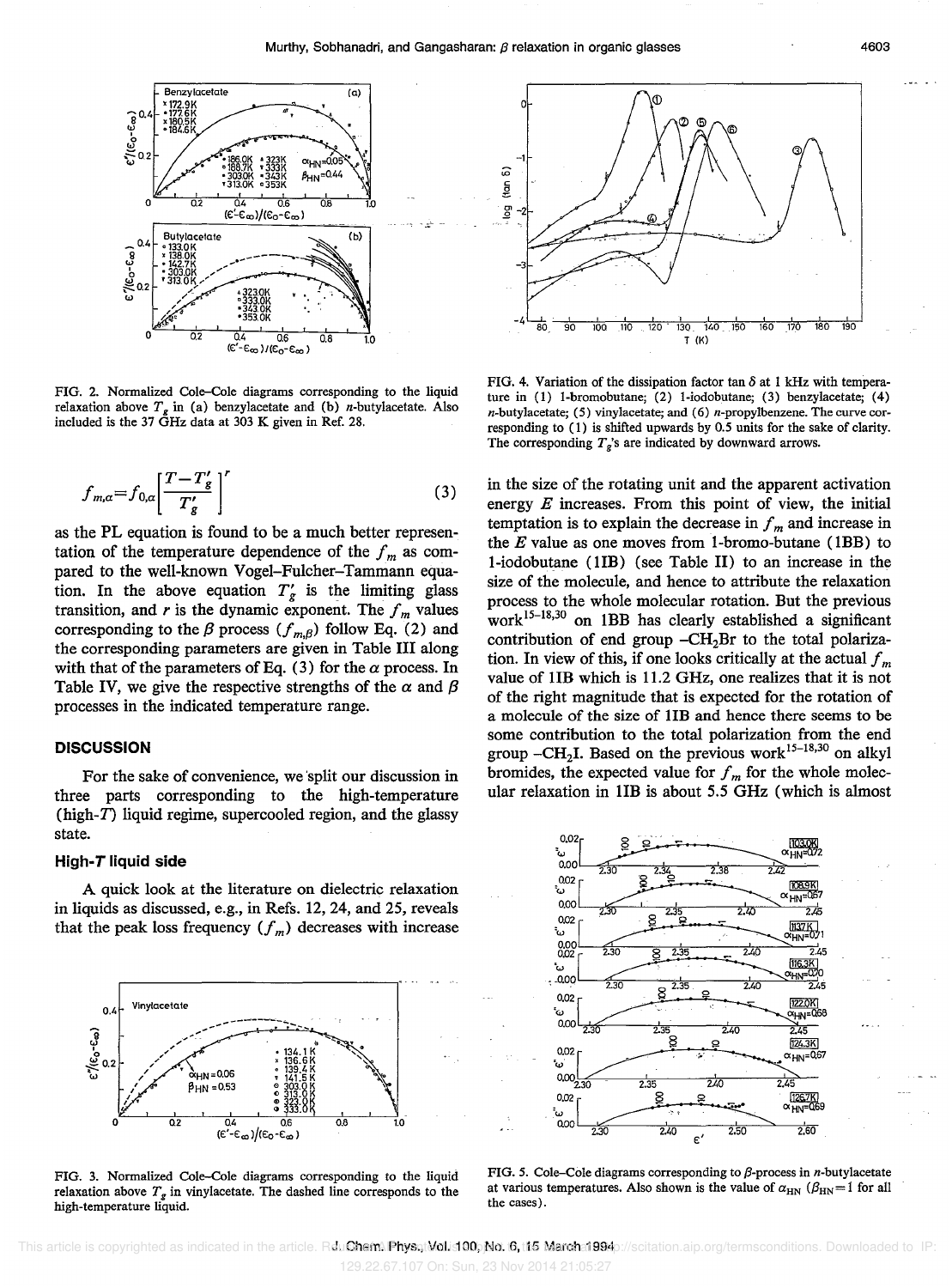FIG. 2. Normalized Cole–Cole diagrams corresponding to the liquid relaxation above $T_g$ in (a) benzylacetate and (b) $n$-butylacetate. Also included is the 37 GHz data at 303 K given in Ref. 28.

FIG. 4. Variation of the dissipation factor tan $\delta$ at 1 kHz with temperature in (1) 1-bromobutane; (2) 1-iodobutane; (3) benzylacetate; (4) $n$-butylacetate; (5) vinylacetate; and (6) $n$-propylbenzene. The curve corresponding to (1) is shifted upwards by 0.5 units for the sake of clarity. The corresponding $T_g$'s are indicated by downward arrows.

$$f_{m,\alpha}=f_{0,\alpha}\left[\frac{T-T_g'}{T_g'}\right]^r \tag{3}$$

as the PL equation is found to be a much better representation of the temperature dependence of the $f_m$ as compared to the well-known Vogel–Fulcher–Tammann equation. In the above equation $T_g'$ is the limiting glass transition, and $r$ is the dynamic exponent. The $f_m$ values corresponding to the $\beta$ process ($f_{m,\beta}$) follow Eq. (2) and the corresponding parameters are given in Table III along with that of the parameters of Eq. (3) for the $\alpha$ process. In Table IV, we give the respective strengths of the $\alpha$ and $\beta$ processes in the indicated temperature range.

## DISCUSSION

For the sake of convenience, we split our discussion in three parts corresponding to the high-temperature (high-$T$) liquid regime, supercooled region, and the glassy state.

### High-$T$ liquid side

A quick look at the literature on dielectric relaxation in liquids as discussed, e.g., in Refs. 12, 24, and 25, reveals that the peak loss frequency ($f_m$) decreases with increase in the size of the rotating unit and the apparent activation energy $E$ increases. From this point of view, the initial temptation is to explain the decrease in $f_m$ and increase in the $E$ value as one moves from 1-bromo-butane (1BB) to 1-iodobutane (1IB) (see Table II) to an increase in the size of the molecule, and hence to attribute the relaxation process to the whole molecular rotation. But the previous work[15–18,30] on 1BB has clearly established a significant contribution of end group $-CH_2Br$ to the total polarization. In view of this, if one looks critically at the actual $f_m$ value of 1IB which is 11.2 GHz, one realizes that it is not of the right magnitude that is expected for the rotation of a molecule of the size of 1IB and hence there seems to be some contribution to the total polarization from the end group $-CH_2I$. Based on the previous work[15–18,30] on alkyl bromides, the expected value for $f_m$ for the whole molecular relaxation in 1IB is about 5.5 GHz (which is almost

FIG. 3. Normalized Cole–Cole diagrams corresponding to the liquid relaxation above $T_g$ in vinylacetate. The dashed line corresponds to the high-temperature liquid.

FIG. 5. Cole–Cole diagrams corresponding to $\beta$-process in $n$-butylacetate at various temperatures. Also shown is the value of $\alpha_{HN}$ ($\beta_{HN}=1$ for all the cases).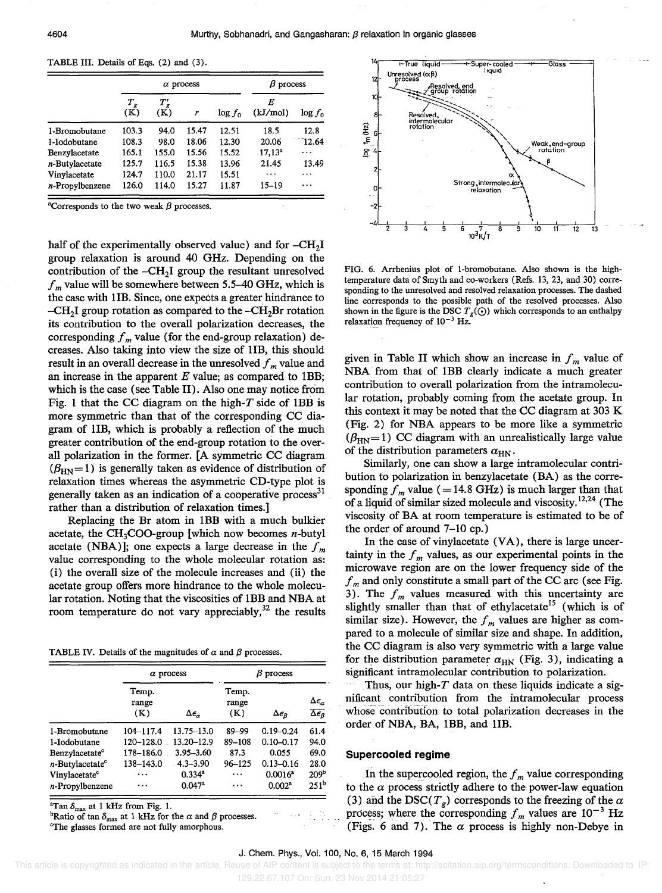TABLE III. Details of Eqs. (2) and (3).

| | $\alpha$ process | | | | $\beta$ process | |
|---|---|---|---|---|---|---|
| | $T_g$ (K) | $T'_g$ (K) | $r$ | $\log f_0$ | $E$ (kJ/mol) | $\log f_0$ |
| 1-Bromobutane | 103.3 | 94.0 | 15.47 | 12.51 | 18.5 | 12.8 |
| 1-Iodobutane | 108.3 | 98.0 | 18.06 | 12.30 | 20.06 | 12.64 |
| Benzylacetate | 165.1 | 155.0 | 15.56 | 15.52 | 17,13[a] | ··· |
| $n$-Butylacetate | 125.7 | 116.5 | 15.38 | 13.96 | 21.45 | 13.49 |
| Vinylacetate | 124.7 | 110.0 | 21.17 | 15.51 | ··· | ··· |
| $n$-Propylbenzene | 126.0 | 114.0 | 15.27 | 11.87 | 15–19 | ··· |

[a]Corresponds to the two weak $\beta$ processes.

half of the experimentally observed value) and for $-CH_2I$ group relaxation is around 40 GHz. Depending on the contribution of the $-CH_2I$ group the resultant unresolved $f_m$ value will be somewhere between 5.5–40 GHz, which is the case with 1IB. Since, one expects a greater hindrance to $-CH_2I$ group rotation as compared to the $-CH_2Br$ rotation its contribution to the overall polarization decreases, the corresponding $f_m$ value (for the end-group relaxation) decreases. Also taking into view the size of 1IB, this should result in an overall decrease in the unresolved $f_m$ value and an increase in the apparent $E$ value; as compared to 1BB; which is the case (see Table II). Also one may notice from Fig. 1 that the CC diagram on the high-$T$ side of 1BB is more symmetric than that of the corresponding CC diagram of 1IB, which is probably a reflection of the much greater contribution of the end-group rotation to the overall polarization in the former. [A symmetric CC diagram ($\beta_{HN}=1$) is generally taken as evidence of distribution of relaxation times whereas the asymmetric CD-type plot is generally taken as an indication of a cooperative process[31] rather than a distribution of relaxation times.]

Replacing the Br atom in 1BB with a much bulkier acetate, the $CH_3COO$-group [which now becomes $n$-butyl acetate (NBA)]; one expects a large decrease in the $f_m$ value corresponding to the whole molecular rotation as: (i) the overall size of the molecule increases and (ii) the acetate group offers more hindrance to the whole molecular rotation. Noting that the viscosities of 1BB and NBA at room temperature do not vary appreciably,[32] the results

TABLE IV. Details of the magnitudes of $\alpha$ and $\beta$ processes.

| | $\alpha$ process | | $\beta$ process | | |
|---|---|---|---|---|---|
| | Temp. range (K) | $\Delta\epsilon_\alpha$ | Temp. range (K) | $\Delta\epsilon_\beta$ | $\frac{\Delta\epsilon_\alpha}{\Delta\epsilon_\beta}$ |
| 1-Bromobutane | 104–117.4 | 13.75–13.0 | 89–99 | 0.19–0.24 | 61.4 |
| 1-Iodobutane | 120–128.0 | 13.20–12.9 | 89–108 | 0.10–0.17 | 94.0 |
| Benzylacetate[c] | 178–186.0 | 3.95–3.60 | 87.3 | 0.055 | 69.0 |
| $n$-Butylacetate[c] | 138–143.0 | 4.3–3.90 | 96–125 | 0.13–0.16 | 28.0 |
| Vinylacetate[c] | ··· | 0.334[a] | ··· | 0.0016[a] | 209[b] |
| $n$-Propylbenzene | ··· | 0.047[a] | ··· | 0.002[a] | 251[b] |

[a]Tan $\delta_{max}$ at 1 kHz from Fig. 1.
[b]Ratio of tan $\delta_{max}$ at 1 kHz for the $\alpha$ and $\beta$ processes.
[c]The glasses formed are not fully amorphous.

FIG. 6. Arrhenius plot of 1-bromobutane. Also shown is the high-temperature data of Smyth and co-workers (Refs. 13, 23, and 30) corresponding to the unresolved and resolved relaxation processes. The dashed line corresponds to the possible path of the resolved processes. Also shown in the figure is the DSC $T_g$(⊙) which corresponds to an enthalpy relaxation frequency of $10^{-3}$ Hz.

given in Table II which show an increase in $f_m$ value of NBA from that of 1BB clearly indicate a much greater contribution to overall polarization from the intramolecular rotation, probably coming from the acetate group. In this context it may be noted that the CC diagram at 303 K (Fig. 2) for NBA appears to be more like a symmetric ($\beta_{HN}=1$) CC diagram with an unrealistically large value of the distribution parameters $\alpha_{HN}$.

Similarly, one can show a large intramolecular contribution to polarization in benzylacetate (BA) as the corresponding $f_m$ value (=14.8 GHz) is much larger than that of a liquid of similar sized molecule and viscosity.[12,24] (The viscosity of BA at room temperature is estimated to be of the order of around 7–10 cp.)

In the case of vinylacetate (VA), there is large uncertainty in the $f_m$ values, as our experimental points in the microwave region are on the lower frequency side of the $f_m$ and only constitute a small part of the CC arc (see Fig. 3). The $f_m$ values measured with this uncertainty are slightly smaller than that of ethylacetate[15] (which is of similar size). However, the $f_m$ values are higher as compared to a molecule of similar size and shape. In addition, the CC diagram is also very symmetric with a large value for the distribution parameter $\alpha_{HN}$ (Fig. 3), indicating a significant intramolecular contribution to polarization.

Thus, our high-$T$ data on these liquids indicate a significant contribution from the intramolecular process whose contribution to total polarization decreases in the order of NBA, BA, 1BB, and 1IB.

### Supercooled regime

In the supercooled region, the $f_m$ value corresponding to the $\alpha$ process strictly adhere to the power-law equation (3) and the DSC($T_g$) corresponds to the freezing of the $\alpha$ process; where the corresponding $f_m$ values are $10^{-3}$ Hz (Figs. 6 and 7). The $\alpha$ process is highly non-Debye in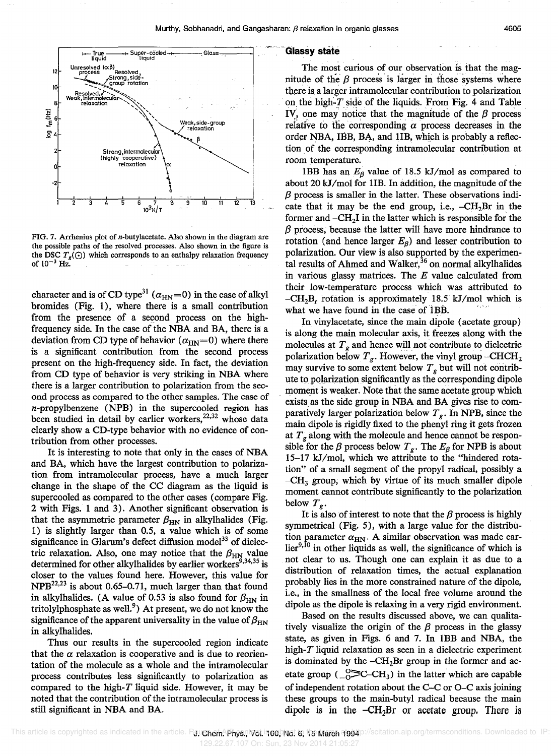FIG. 7. Arrhenius plot of $n$-butylacetate. Also shown in the diagram are the possible paths of the resolved processes. Also shown in the figure is the DSC $T_g$(⊙) which corresponds to an enthalpy relaxation frequency of $10^{-3}$ Hz.

character and is of CD type[31] ($\alpha_{HN}=0$) in the case of alkyl bromides (Fig. 1), where there is a small contribution from the presence of a second process on the high-frequency side. In the case of the NBA and BA, there is a deviation from CD type of behavior ($\alpha_{HN}=0$) where there is a significant contribution from the second process present on the high-frequency side. In fact, the deviation from CD type of behavior is very striking in NBA where there is a larger contribution to polarization from the second process as compared to the other samples. The case of $n$-propylbenzene (NPB) in the supercooled region has been studied in detail by earlier workers,[22,32] whose data clearly show a CD-type behavior with no evidence of contribution from other processes.

It is interesting to note that only in the cases of NBA and BA, which have the largest contribution to polarization from intramolecular process, have a much larger change in the shape of the CC diagram as the liquid is supercooled as compared to the other cases (compare Fig. 2 with Figs. 1 and 3). Another significant observation is that the asymmetric parameter $\beta_{HN}$ in alkylhalides (Fig. 1) is slightly larger than 0.5, a value which is of some significance in Glarum's defect diffusion model[33] of dielectric relaxation. Also, one may notice that the $\beta_{HN}$ value determined for other alkylhalides by earlier workers[9,34,35] is closer to the values found here. However, this value for NPB[22,23] is about 0.65–0.71, much larger than that found in alkylhalides. (A value of 0.53 is also found for $\beta_{HN}$ in tritolylphosphate as well.[9]) At present, we do not know the significance of the apparent universality in the value of $\beta_{HN}$ in alkylhalides.

Thus our results in the supercooled region indicate that the $\alpha$ relaxation is cooperative and is due to reorientation of the molecule as a whole and the intramolecular process contributes less significantly to polarization as compared to the high-$T$ liquid side. However, it may be noted that the contribution of the intramolecular process is still significant in NBA and BA.

## Glassy state

The most curious of our observation is that the magnitude of the $\beta$ process is larger in those systems where there is a larger intramolecular contribution to polarization on the high-$T$ side of the liquids. From Fig. 4 and Table IV, one may notice that the magnitude of the $\beta$ process relative to the corresponding $\alpha$ process decreases in the order NBA, IBB, BA, and 1IB, which is probably a reflection of the corresponding intramolecular contribution at room temperature.

1BB has an $E_\beta$ value of 18.5 kJ/mol as compared to about 20 kJ/mol for 1IB. In addition, the magnitude of the $\beta$ process is smaller in the latter. These observations indicate that it may be the end group, i.e., $-CH_2Br$ in the former and $-CH_2I$ in the latter which is responsible for the $\beta$ process, because the latter will have more hindrance to rotation (and hence larger $E_\beta$) and lesser contribution to polarization. Our view is also supported by the experimental results of Ahmed and Walker,[36] on normal alkylhalides in various glassy matrices. The $E$ value calculated from their low-temperature process which was attributed to $-CH_2B_r$ rotation is approximately 18.5 kJ/mol which is what we have found in the case of 1BB.

In vinylacetate, since the main dipole (acetate group) is along the main molecular axis, it freezes along with the molecules at $T_g$ and hence will not contribute to dielectric polarization below $T_g$. However, the vinyl group $-CHCH_2$ may survive to some extent below $T_g$ but will not contribute to polarization significantly as the corresponding dipole moment is weaker. Note that the same acetate group which exists as the side group in NBA and BA gives rise to comparatively larger polarization below $T_g$. In NPB, since the main dipole is rigidly fixed to the phenyl ring it gets frozen at $T_g$ along with the molecule and hence cannot be responsible for the $\beta$ process below $T_g$. The $E_\beta$ for NPB is about 15–17 kJ/mol, which we attribute to the "hindered rotation" of a small segment of the propyl radical, possibly a $-CH_3$ group, which by virtue of its much smaller dipole moment cannot contribute significantly to the polarization below $T_g$.

It is also of interest to note that the $\beta$ process is highly symmetrical (Fig. 5), with a large value for the distribution parameter $\alpha_{HN}$. A similar observation was made earlier[9,10] in other liquids as well, the significance of which is not clear to us. Though one can explain it as due to a distribution of relaxation times, the actual explanation probably lies in the more constrained nature of the dipole, i.e., in the smallness of the local free volume around the dipole as the dipole is relaxing in a very rigid environment.

Based on the results discussed above, we can qualitatively visualize the origin of the $\beta$ process in the glassy state, as given in Figs. 6 and 7. In 1BB and NBA, the high-$T$ liquid relaxation as seen in a dielectric experiment is dominated by the $-CH_2Br$ group in the former and acetate group ($-O-C(=O)-CH_3$) in the latter which are capable of independent rotation about the C–C or O–C axis joining these groups to the main-butyl radical because the main dipole is in the $-CH_2Br$ or acetate group. There is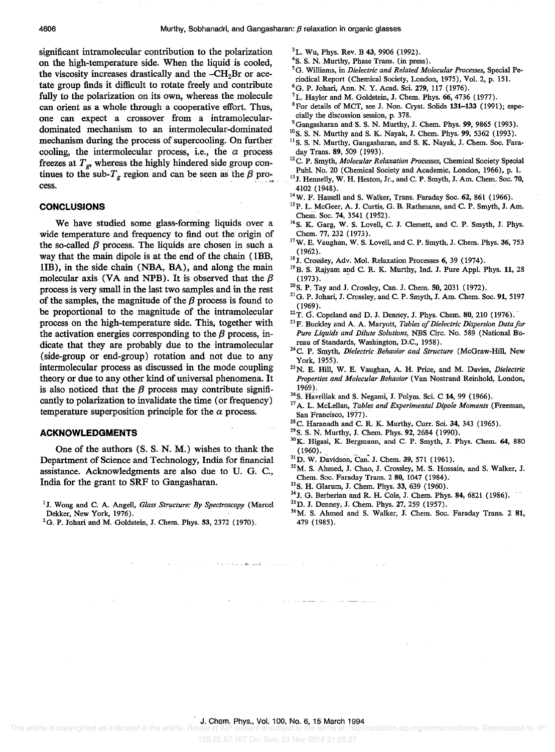significant intramolecular contribution to the polarization on the high-temperature side. When the liquid is cooled, the viscosity increases drastically and the $-CH_2Br$ or acetate group finds it difficult to rotate freely and contribute fully to the polarization on its own, whereas the molecule can orient as a whole through a cooperative effort. Thus, one can expect a crossover from a intramolecular-dominated mechanism to an intermolecular-dominated mechanism during the process of supercooling. On further cooling, the intermolecular process, i.e., the $\alpha$ process freezes at $T_g$, whereas the highly hindered side group continues to the sub-$T_g$ region and can be seen as the $\beta$ process.

## CONCLUSIONS

We have studied some glass-forming liquids over a wide temperature and frequency to find out the origin of the so-called $\beta$ process. The liquids are chosen in such a way that the main dipole is at the end of the chain (1BB, 1IB), in the side chain (NBA, BA), and along the main molecular axis (VA and NPB). It is observed that the $\beta$ process is very small in the last two samples and in the rest of the samples, the magnitude of the $\beta$ process is found to be proportional to the magnitude of the intramolecular process on the high-temperature side. This, together with the activation energies corresponding to the $\beta$ process, indicate that they are probably due to the intramolecular (side-group or end-group) rotation and not due to any intermolecular process as discussed in the mode coupling theory or due to any other kind of universal phenomena. It is also noticed that the $\beta$ process may contribute significantly to polarization to invalidate the time (or frequency) temperature superposition principle for the $\alpha$ process.

## ACKNOWLEDGMENTS

One of the authors (S. S. N. M.) wishes to thank the Department of Science and Technology, India for financial assistance. Acknowledgments are also due to U. G. C., India for the grant to SRF to Gangasharan.

[1] J. Wong and C. A. Angell, *Glass Structure: By Spectroscopy* (Marcel Dekker, New York, 1976).

[2] G. P. Johari and M. Goldstein, J. Chem. Phys. **53**, 2372 (1970).

[3] L. Wu, Phys. Rev. B **43**, 9906 (1992).

[4] S. S. N. Murthy, Phase Trans. (in press).

[5] G. Williams, in *Dielectric and Related Molecular Processes*, Special Periodical Report (Chemical Society, London, 1975), Vol. 2, p. 151.

[6] G. P. Johari, Ann. N. Y. Acad. Sci. **279**, 117 (1976).

[7] L. Hayler and M. Goldstein, J. Chem. Phys. **66**, 4736 (1977).

[8] For details of MCT, see J. Non. Cryst. Solids **131–133** (1991); especially the discussion session, p. 378.

[9] Gangasharan and S. S. N. Murthy, J. Chem. Phys. **99**, 9865 (1993).

[10] S. S. N. Murthy and S. K. Nayak, J. Chem. Phys. **99**, 5362 (1993).

[11] S. S. N. Murthy, Gangasharan, and S. K. Nayak, J. Chem. Soc. Faraday Trans. **89**, 509 (1993).

[12] C. P. Smyth, *Molecular Relaxation Processes*, Chemical Society Special Publ. No. 20 (Chemical Society and Academic, London, 1966), p. 1.

[13] J. Hennelly, W. H. Heston, Jr., and C. P. Smyth, J. Am. Chem. Soc. **70**, 4102 (1948).

[14] W. F. Hassell and S. Walker, Trans. Faraday Soc. **62**, 861 (1966).

[15] P. L. McGeer, A. J. Curtis, G. B. Rathmann, and C. P. Smyth, J. Am. Chem. Soc. **74**, 3541 (1952).

[16] S. K. Garg, W. S. Lovell, C. J. Clemett, and C. P. Smyth, J. Phys. Chem. **77**, 232 (1973).

[17] W. E. Vaughan, W. S. Lovell, and C. P. Smyth, J. Chem. Phys. **36**, 753 (1962).

[18] J. Crossley, Adv. Mol. Relaxation Processes **6**, 39 (1974).

[19] B. S. Rajyam and C. R. K. Murthy, Ind. J. Pure Appl. Phys. **11**, 28 (1973).

[20] S. P. Tay and J. Crossley, Can. J. Chem. **50**, 2031 (1972).

[21] G. P. Johari, J. Crossley, and C. P. Smyth, J. Am. Chem. Soc. **91**, 5197 (1969).

[22] T. G. Copeland and D. J. Denney, J. Phys. Chem. **80**, 210 (1976).

[23] F. Buckley and A. A. Maryott, *Tables of Dielectric Dispersion Data for Pure Liquids and Dilute Solutions*, NBS Circ. No. 589 (National Bureau of Standards, Washington, D.C., 1958).

[24] C. P. Smyth, *Dielectric Behavior and Structure* (McGraw-Hill, New York, 1955).

[25] N. E. Hill, W. E. Vaughan, A. H. Price, and M. Davies, *Dielectric Properties and Molecular Behavior* (Van Nostrand Reinhold, London, 1969).

[26] S. Havriliak and S. Negami, J. Polym. Sci. C **14**, 99 (1966).

[27] A. L. McLellan, *Tables and Experimental Dipole Moments* (Freeman, San Francisco, 1977).

[28] C. Haranadh and C. R. K. Murthy, Curr. Sci. **34**, 343 (1965).

[29] S. S. N. Murthy, J. Chem. Phys. **92**, 2684 (1990).

[30] K. Higasi, K. Bergmann, and C. P. Smyth, J. Phys. Chem. **64**, 880 (1960).

[31] D. W. Davidson, Can. J. Chem. **39**, 571 (1961).

[32] M. S. Ahmed, J. Chao, J. Crossley, M. S. Hossain, and S. Walker, J. Chem. Soc. Faraday Trans. 2 **80**, 1047 (1984).

[33] S. H. Glarum, J. Chem. Phys. **33**, 639 (1960).

[34] J. G. Berberian and R. H. Cole, J. Chem. Phys. **84**, 6821 (1986).

[35] D. J. Denney, J. Chem. Phys. **27**, 259 (1957).

[36] M. S. Ahmed and S. Walker, J. Chem. Soc. Faraday Trans. 2 **81**, 479 (1985).